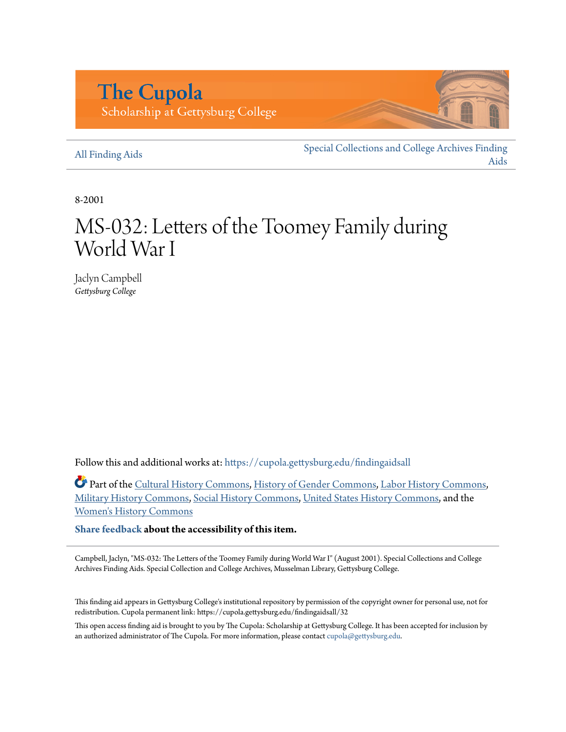The Cupola
Scholarship at Gettysburg College

All Finding Aids

Special Collections and College Archives Finding Aids

8-2001

# MS-032: Letters of the Toomey Family during World War I

Jaclyn Campbell
*Gettysburg College*

Follow this and additional works at: https://cupola.gettysburg.edu/findingaidsall

Part of the Cultural History Commons, History of Gender Commons, Labor History Commons, Military History Commons, Social History Commons, United States History Commons, and the Women's History Commons

**Share feedback about the accessibility of this item.**

Campbell, Jaclyn, "MS-032: The Letters of the Toomey Family during World War I" (August 2001). Special Collections and College Archives Finding Aids. Special Collection and College Archives, Musselman Library, Gettysburg College.

This finding aid appears in Gettysburg College's institutional repository by permission of the copyright owner for personal use, not for redistribution. Cupola permanent link: https://cupola.gettysburg.edu/findingaidsall/32

This open access finding aid is brought to you by The Cupola: Scholarship at Gettysburg College. It has been accepted for inclusion by an authorized administrator of The Cupola. For more information, please contact cupola@gettysburg.edu.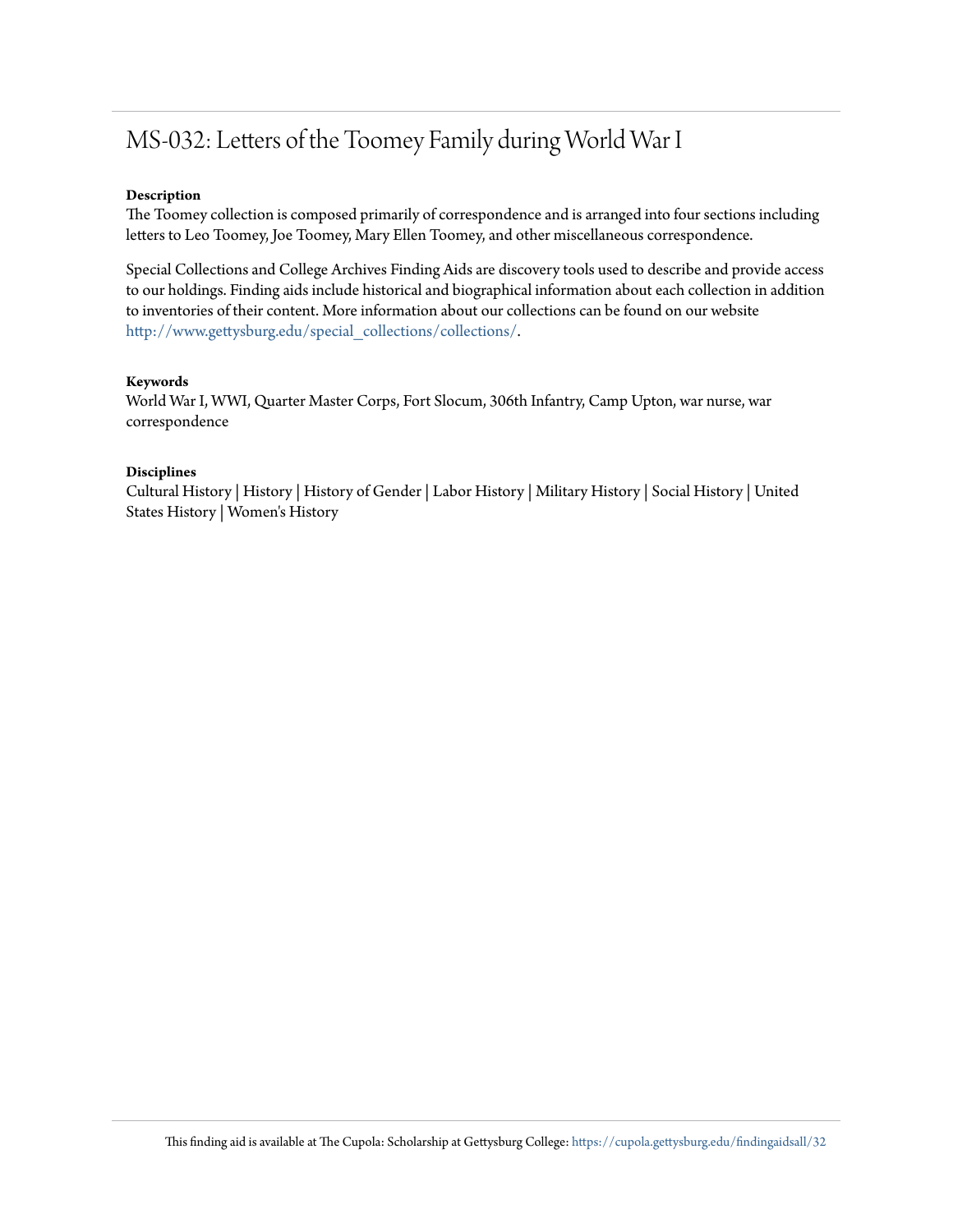# MS-032: Letters of the Toomey Family during World War I

**Description**

The Toomey collection is composed primarily of correspondence and is arranged into four sections including letters to Leo Toomey, Joe Toomey, Mary Ellen Toomey, and other miscellaneous correspondence.

Special Collections and College Archives Finding Aids are discovery tools used to describe and provide access to our holdings. Finding aids include historical and biographical information about each collection in addition to inventories of their content. More information about our collections can be found on our website http://www.gettysburg.edu/special_collections/collections/.

**Keywords**

World War I, WWI, Quarter Master Corps, Fort Slocum, 306th Infantry, Camp Upton, war nurse, war correspondence

**Disciplines**

Cultural History | History | History of Gender | Labor History | Military History | Social History | United States History | Women's History

This finding aid is available at The Cupola: Scholarship at Gettysburg College: https://cupola.gettysburg.edu/findingaidsall/32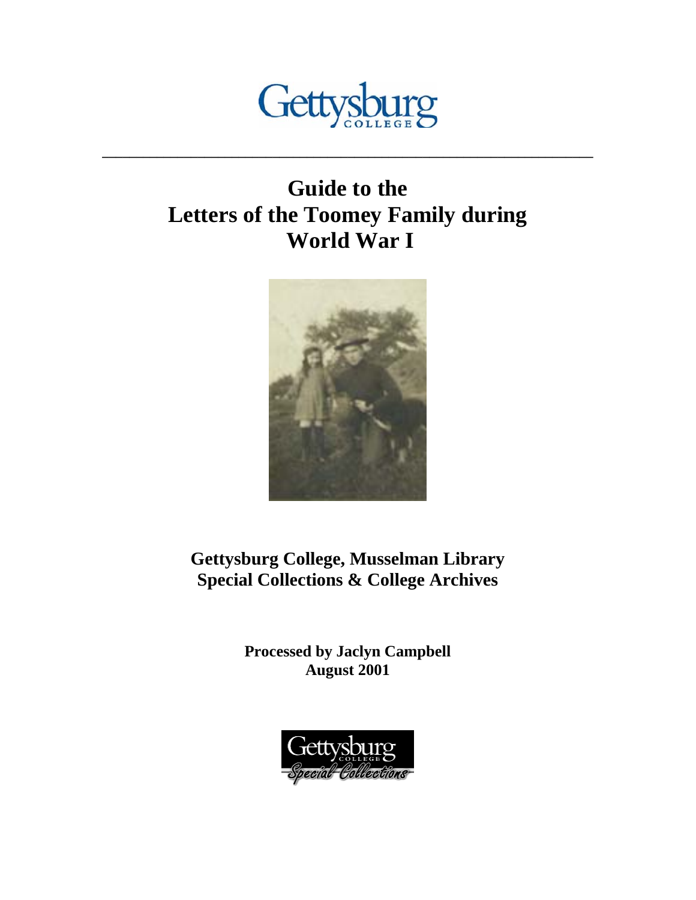# Guide to the Letters of the Toomey Family during World War I

**Gettysburg College, Musselman Library**
**Special Collections & College Archives**

**Processed by Jaclyn Campbell**
**August 2001**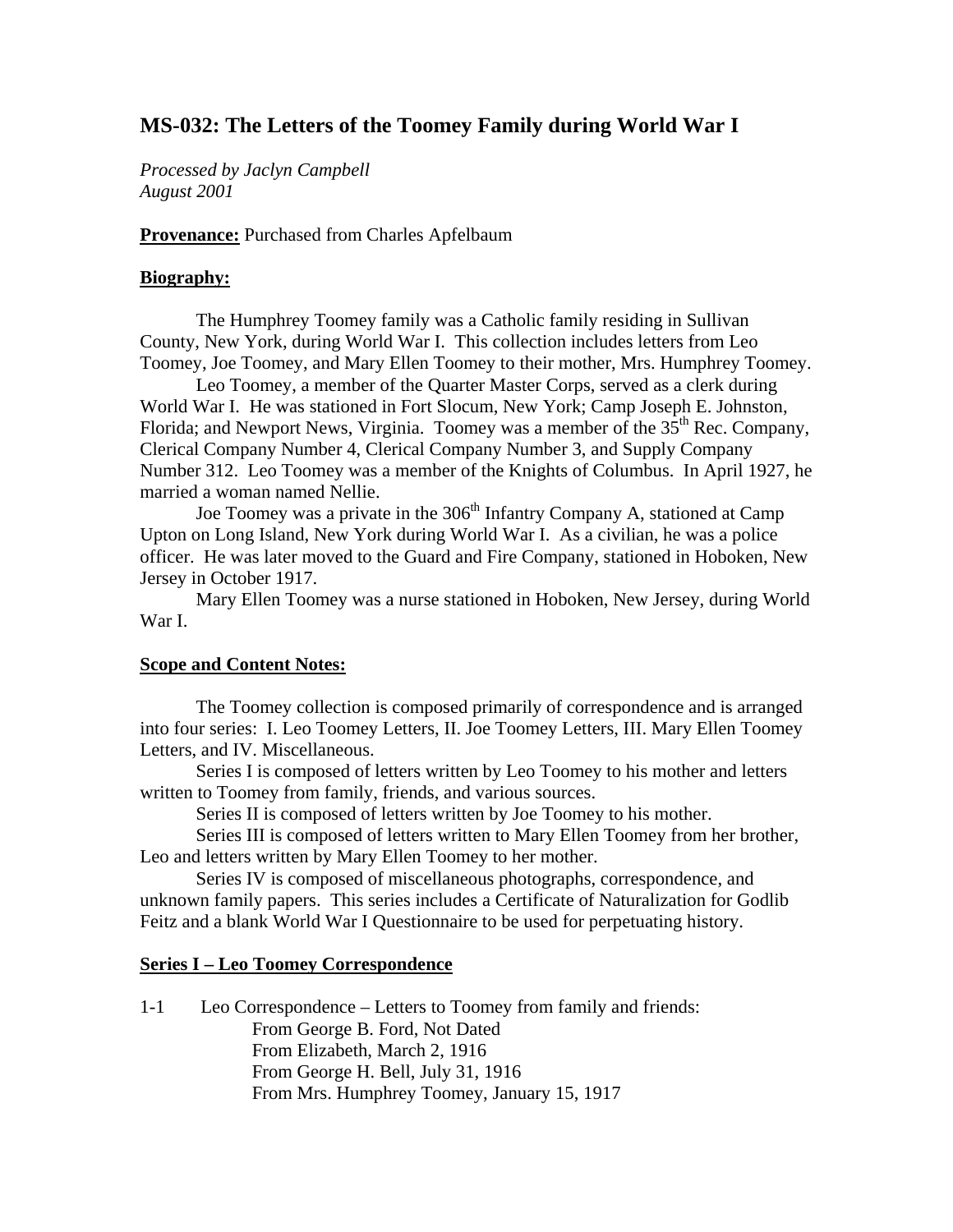## MS-032: The Letters of the Toomey Family during World War I

*Processed by Jaclyn Campbell*
*August 2001*

**Provenance:** Purchased from Charles Apfelbaum

**Biography:**

The Humphrey Toomey family was a Catholic family residing in Sullivan County, New York, during World War I. This collection includes letters from Leo Toomey, Joe Toomey, and Mary Ellen Toomey to their mother, Mrs. Humphrey Toomey.

Leo Toomey, a member of the Quarter Master Corps, served as a clerk during World War I. He was stationed in Fort Slocum, New York; Camp Joseph E. Johnston, Florida; and Newport News, Virginia. Toomey was a member of the 35th Rec. Company, Clerical Company Number 4, Clerical Company Number 3, and Supply Company Number 312. Leo Toomey was a member of the Knights of Columbus. In April 1927, he married a woman named Nellie.

Joe Toomey was a private in the 306th Infantry Company A, stationed at Camp Upton on Long Island, New York during World War I. As a civilian, he was a police officer. He was later moved to the Guard and Fire Company, stationed in Hoboken, New Jersey in October 1917.

Mary Ellen Toomey was a nurse stationed in Hoboken, New Jersey, during World War I.

**Scope and Content Notes:**

The Toomey collection is composed primarily of correspondence and is arranged into four series: I. Leo Toomey Letters, II. Joe Toomey Letters, III. Mary Ellen Toomey Letters, and IV. Miscellaneous.

Series I is composed of letters written by Leo Toomey to his mother and letters written to Toomey from family, friends, and various sources.

Series II is composed of letters written by Joe Toomey to his mother.

Series III is composed of letters written to Mary Ellen Toomey from her brother, Leo and letters written by Mary Ellen Toomey to her mother.

Series IV is composed of miscellaneous photographs, correspondence, and unknown family papers. This series includes a Certificate of Naturalization for Godlib Feitz and a blank World War I Questionnaire to be used for perpetuating history.

**Series I – Leo Toomey Correspondence**

1-1 Leo Correspondence – Letters to Toomey from family and friends:
- From George B. Ford, Not Dated
- From Elizabeth, March 2, 1916
- From George H. Bell, July 31, 1916
- From Mrs. Humphrey Toomey, January 15, 1917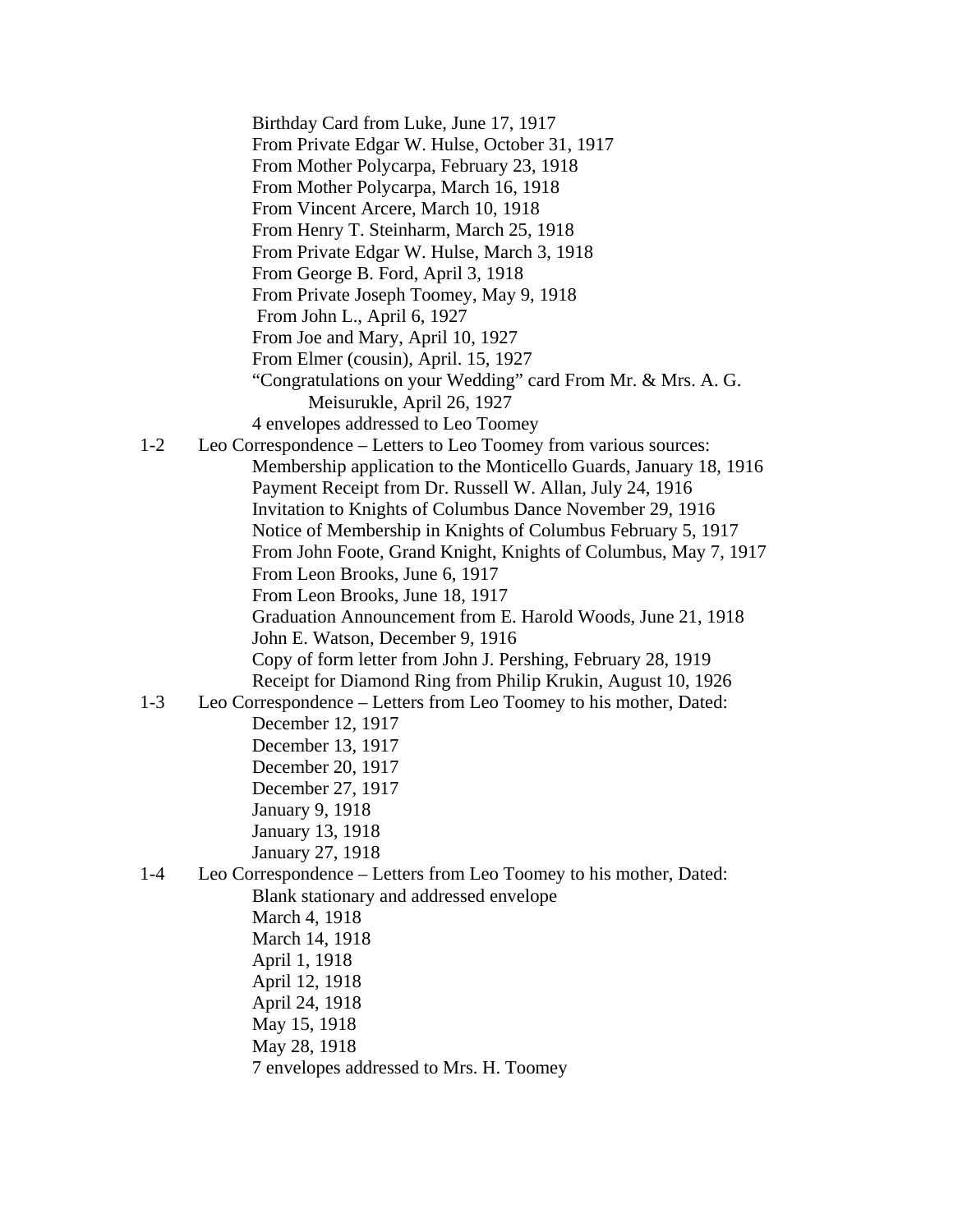Birthday Card from Luke, June 17, 1917
From Private Edgar W. Hulse, October 31, 1917
From Mother Polycarpa, February 23, 1918
From Mother Polycarpa, March 16, 1918
From Vincent Arcere, March 10, 1918
From Henry T. Steinharm, March 25, 1918
From Private Edgar W. Hulse, March 3, 1918
From George B. Ford, April 3, 1918
From Private Joseph Toomey, May 9, 1918
From John L., April 6, 1927
From Joe and Mary, April 10, 1927
From Elmer (cousin), April. 15, 1927
"Congratulations on your Wedding" card From Mr. & Mrs. A. G. Meisurukle, April 26, 1927
4 envelopes addressed to Leo Toomey

1-2 Leo Correspondence – Letters to Leo Toomey from various sources:
- Membership application to the Monticello Guards, January 18, 1916
- Payment Receipt from Dr. Russell W. Allan, July 24, 1916
- Invitation to Knights of Columbus Dance November 29, 1916
- Notice of Membership in Knights of Columbus February 5, 1917
- From John Foote, Grand Knight, Knights of Columbus, May 7, 1917
- From Leon Brooks, June 6, 1917
- From Leon Brooks, June 18, 1917
- Graduation Announcement from E. Harold Woods, June 21, 1918
- John E. Watson, December 9, 1916
- Copy of form letter from John J. Pershing, February 28, 1919
- Receipt for Diamond Ring from Philip Krukin, August 10, 1926

1-3 Leo Correspondence – Letters from Leo Toomey to his mother, Dated:
- December 12, 1917
- December 13, 1917
- December 20, 1917
- December 27, 1917
- January 9, 1918
- January 13, 1918
- January 27, 1918

1-4 Leo Correspondence – Letters from Leo Toomey to his mother, Dated:
- Blank stationary and addressed envelope
- March 4, 1918
- March 14, 1918
- April 1, 1918
- April 12, 1918
- April 24, 1918
- May 15, 1918
- May 28, 1918
- 7 envelopes addressed to Mrs. H. Toomey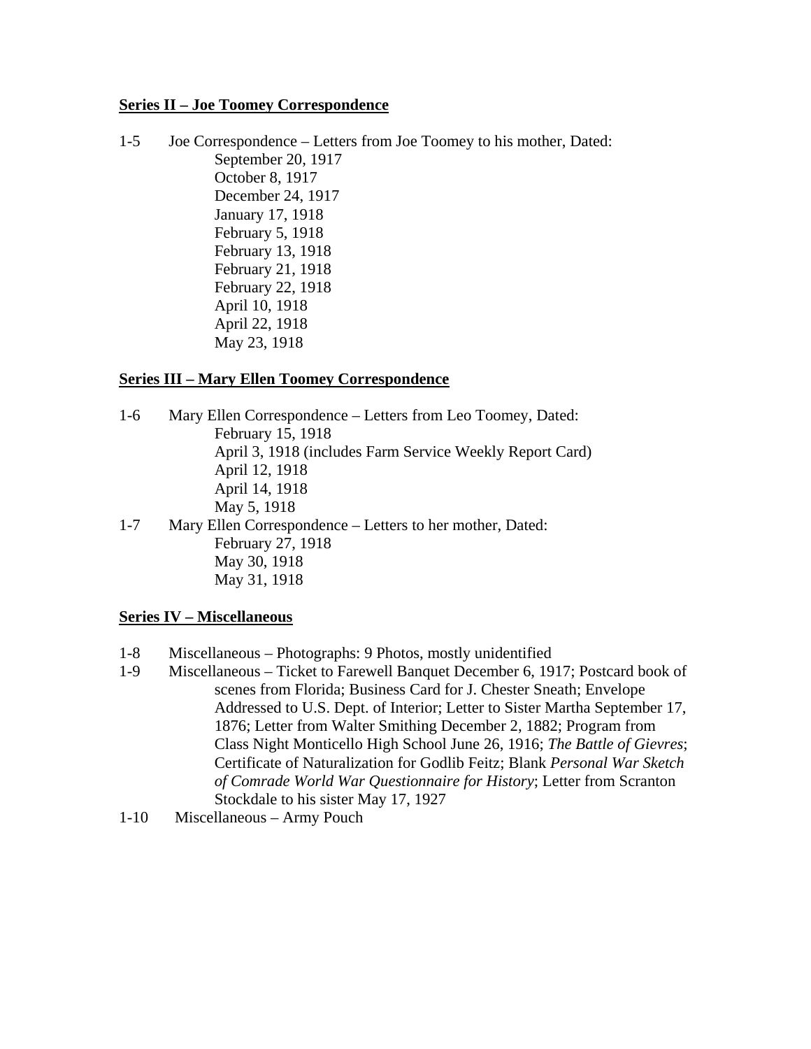**Series II – Joe Toomey Correspondence**

1-5 Joe Correspondence – Letters from Joe Toomey to his mother, Dated:
September 20, 1917
October 8, 1917
December 24, 1917
January 17, 1918
February 5, 1918
February 13, 1918
February 21, 1918
February 22, 1918
April 10, 1918
April 22, 1918
May 23, 1918

**Series III – Mary Ellen Toomey Correspondence**

1-6 Mary Ellen Correspondence – Letters from Leo Toomey, Dated:
February 15, 1918
April 3, 1918 (includes Farm Service Weekly Report Card)
April 12, 1918
April 14, 1918
May 5, 1918

1-7 Mary Ellen Correspondence – Letters to her mother, Dated:
February 27, 1918
May 30, 1918
May 31, 1918

**Series IV – Miscellaneous**

1-8 Miscellaneous – Photographs: 9 Photos, mostly unidentified

1-9 Miscellaneous – Ticket to Farewell Banquet December 6, 1917; Postcard book of scenes from Florida; Business Card for J. Chester Sneath; Envelope Addressed to U.S. Dept. of Interior; Letter to Sister Martha September 17, 1876; Letter from Walter Smithing December 2, 1882; Program from Class Night Monticello High School June 26, 1916; *The Battle of Gievres*; Certificate of Naturalization for Godlib Feitz; Blank *Personal War Sketch of Comrade World War Questionnaire for History*; Letter from Scranton Stockdale to his sister May 17, 1927

1-10 Miscellaneous – Army Pouch